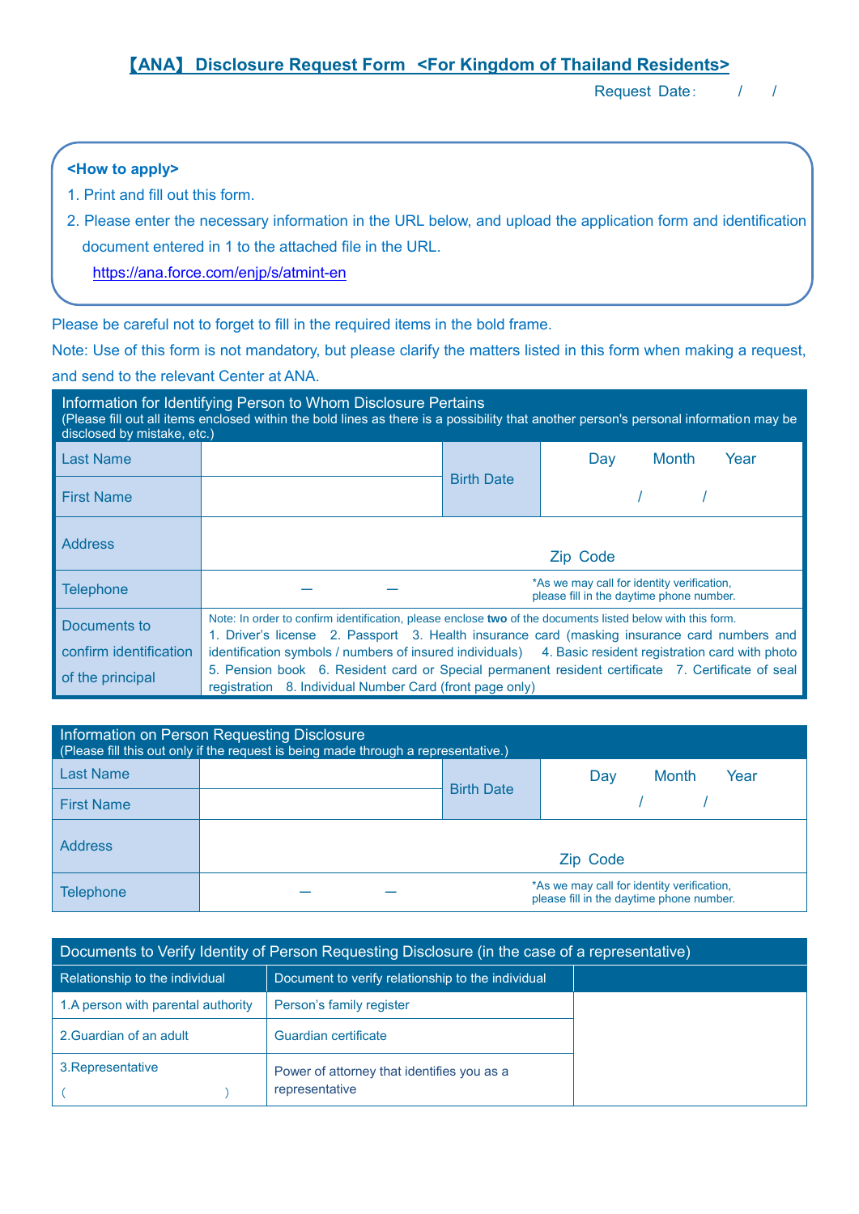# 【ANA】 Disclosure Request Form <For Kingdom of Thailand Residents>

Request Date:   /   /

**<How to apply>**

1. Print and fill out this form.
2. Please enter the necessary information in the URL below, and upload the application form and identification document entered in 1 to the attached file in the URL.
   https://ana.force.com/enjp/s/atmint-en

Please be careful not to forget to fill in the required items in the bold frame.

Note: Use of this form is not mandatory, but please clarify the matters listed in this form when making a request, and send to the relevant Center at ANA.

| Information for Identifying Person to Whom Disclosure Pertains (Please fill out all items enclosed within the bold lines as there is a possibility that another person's personal information may be disclosed by mistake, etc.) | | | |
|---|---|---|---|
| Last Name | | Birth Date | Day Month Year |
| First Name | | | / / |
| Address | Zip Code | | |
| Telephone | — — | *As we may call for identity verification, please fill in the daytime phone number. | |
| Documents to confirm identification of the principal | Note: In order to confirm identification, please enclose **two** of the documents listed below with this form. 1. Driver's license 2. Passport 3. Health insurance card (masking insurance card numbers and identification symbols / numbers of insured individuals) 4. Basic resident registration card with photo 5. Pension book 6. Resident card or Special permanent resident certificate 7. Certificate of seal registration 8. Individual Number Card (front page only) | | |

| Information on Person Requesting Disclosure (Please fill this out only if the request is being made through a representative.) | | | |
|---|---|---|---|
| Last Name | | Birth Date | Day Month Year |
| First Name | | | / / |
| Address | Zip Code | | |
| Telephone | — — | *As we may call for identity verification, please fill in the daytime phone number. | |

| Documents to Verify Identity of Person Requesting Disclosure (in the case of a representative) | | |
|---|---|---|
| Relationship to the individual | Document to verify relationship to the individual | |
| 1.A person with parental authority | Person's family register | |
| 2.Guardian of an adult | Guardian certificate | |
| 3.Representative ( ) | Power of attorney that identifies you as a representative | |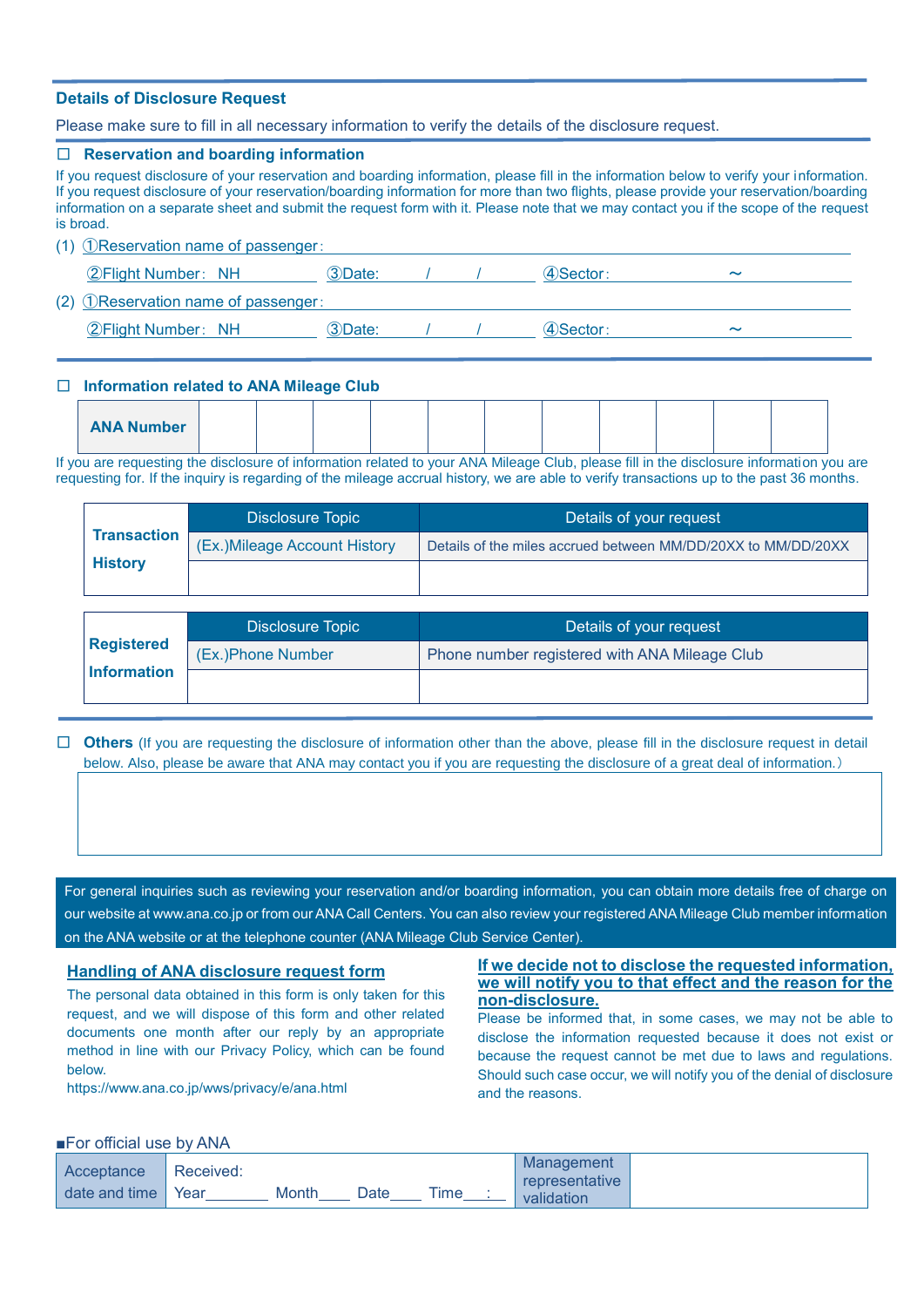## Details of Disclosure Request

Please make sure to fill in all necessary information to verify the details of the disclosure request.

### ☐ Reservation and boarding information

If you request disclosure of your reservation and boarding information, please fill in the information below to verify your information. If you request disclosure of your reservation/boarding information for more than two flights, please provide your reservation/boarding information on a separate sheet and submit the request form with it. Please note that we may contact you if the scope of the request is broad.

(1) ①Reservation name of passenger:

②Flight Number: NH ③Date: / / ④Sector: ~

(2) ①Reservation name of passenger:

②Flight Number: NH ③Date: / / ④Sector: ~

### ☐ Information related to ANA Mileage Club

| ANA Number | | | | | | | | | | | |
|---|---|---|---|---|---|---|---|---|---|---|---|

If you are requesting the disclosure of information related to your ANA Mileage Club, please fill in the disclosure information you are requesting for. If the inquiry is regarding of the mileage accrual history, we are able to verify transactions up to the past 36 months.

| Transaction History | Disclosure Topic | Details of your request |
|---|---|---|
| | (Ex.)Mileage Account History | Details of the miles accrued between MM/DD/20XX to MM/DD/20XX |
| | | |

| Registered Information | Disclosure Topic | Details of your request |
|---|---|---|
| | (Ex.)Phone Number | Phone number registered with ANA Mileage Club |
| | | |

### ☐ Others

(If you are requesting the disclosure of information other than the above, please fill in the disclosure request in detail below. Also, please be aware that ANA may contact you if you are requesting the disclosure of a great deal of information.)

For general inquiries such as reviewing your reservation and/or boarding information, you can obtain more details free of charge on our website at www.ana.co.jp or from our ANA Call Centers. You can also review your registered ANA Mileage Club member information on the ANA website or at the telephone counter (ANA Mileage Club Service Center).

### Handling of ANA disclosure request form

The personal data obtained in this form is only taken for this request, and we will dispose of this form and other related documents one month after our reply by an appropriate method in line with our Privacy Policy, which can be found below.

https://www.ana.co.jp/wws/privacy/e/ana.html

### If we decide not to disclose the requested information, we will notify you to that effect and the reason for the non-disclosure.

Please be informed that, in some cases, we may not be able to disclose the information requested because it does not exist or because the request cannot be met due to laws and regulations. Should such case occur, we will notify you of the denial of disclosure and the reasons.

■For official use by ANA

| Acceptance date and time | Received: Year\_\_\_\_\_\_\_ Month\_\_\_\_ Date\_\_\_\_ Time\_\_\_:\_\_\_ | Management representative validation | |
|---|---|---|---|